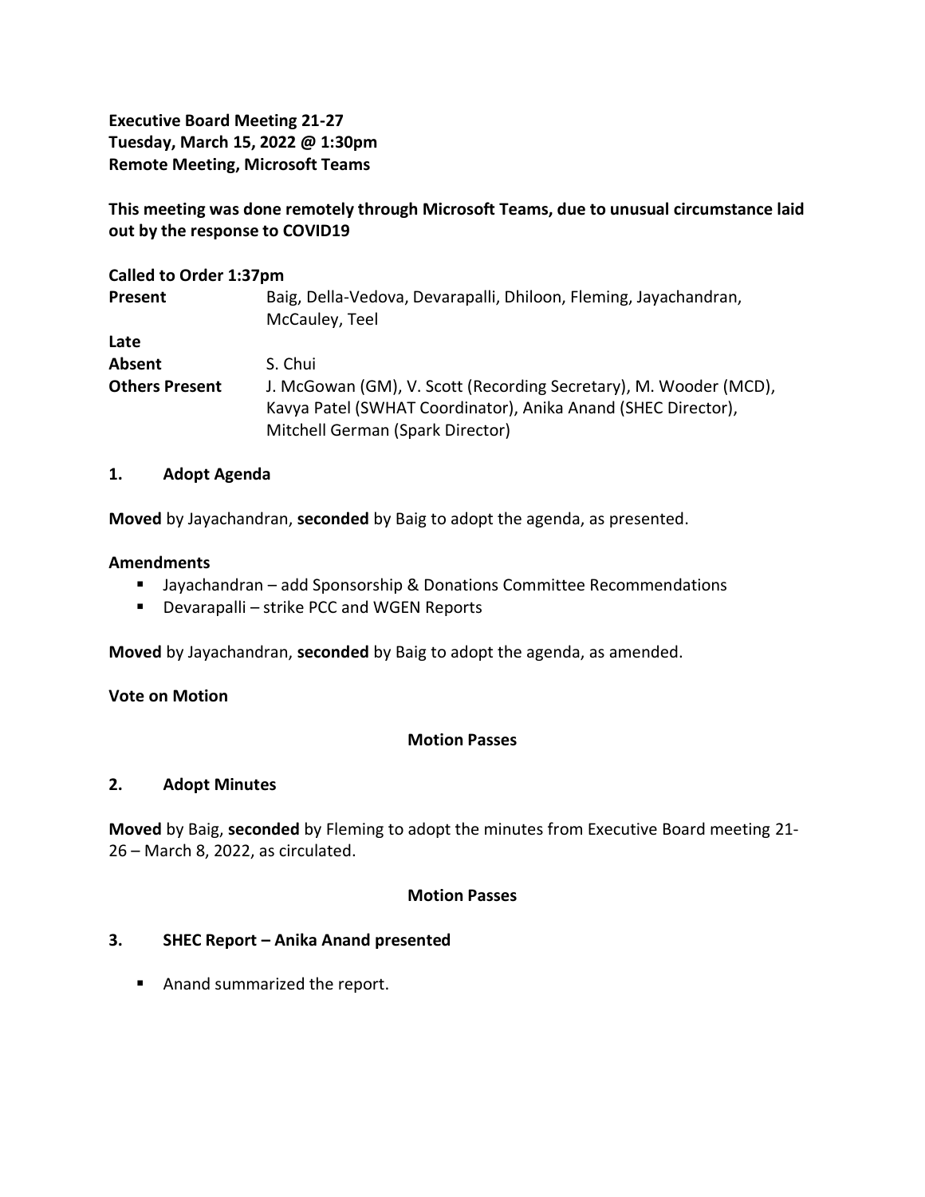**Executive Board Meeting 21-27**
**Tuesday, March 15, 2022 @ 1:30pm**
**Remote Meeting, Microsoft Teams**

**This meeting was done remotely through Microsoft Teams, due to unusual circumstance laid out by the response to COVID19**

| **Called to Order 1:37pm** | |
|---|---|
| **Present** | Baig, Della-Vedova, Devarapalli, Dhiloon, Fleming, Jayachandran, McCauley, Teel |
| **Late** | |
| **Absent** | S. Chui |
| **Others Present** | J. McGowan (GM), V. Scott (Recording Secretary), M. Wooder (MCD), Kavya Patel (SWHAT Coordinator), Anika Anand (SHEC Director), Mitchell German (Spark Director) |

## 1. Adopt Agenda

**Moved** by Jayachandran, **seconded** by Baig to adopt the agenda, as presented.

**Amendments**

- Jayachandran – add Sponsorship & Donations Committee Recommendations
- Devarapalli – strike PCC and WGEN Reports

**Moved** by Jayachandran, **seconded** by Baig to adopt the agenda, as amended.

**Vote on Motion**

**Motion Passes**

## 2. Adopt Minutes

**Moved** by Baig, **seconded** by Fleming to adopt the minutes from Executive Board meeting 21-26 – March 8, 2022, as circulated.

**Motion Passes**

## 3. SHEC Report – Anika Anand presented

- Anand summarized the report.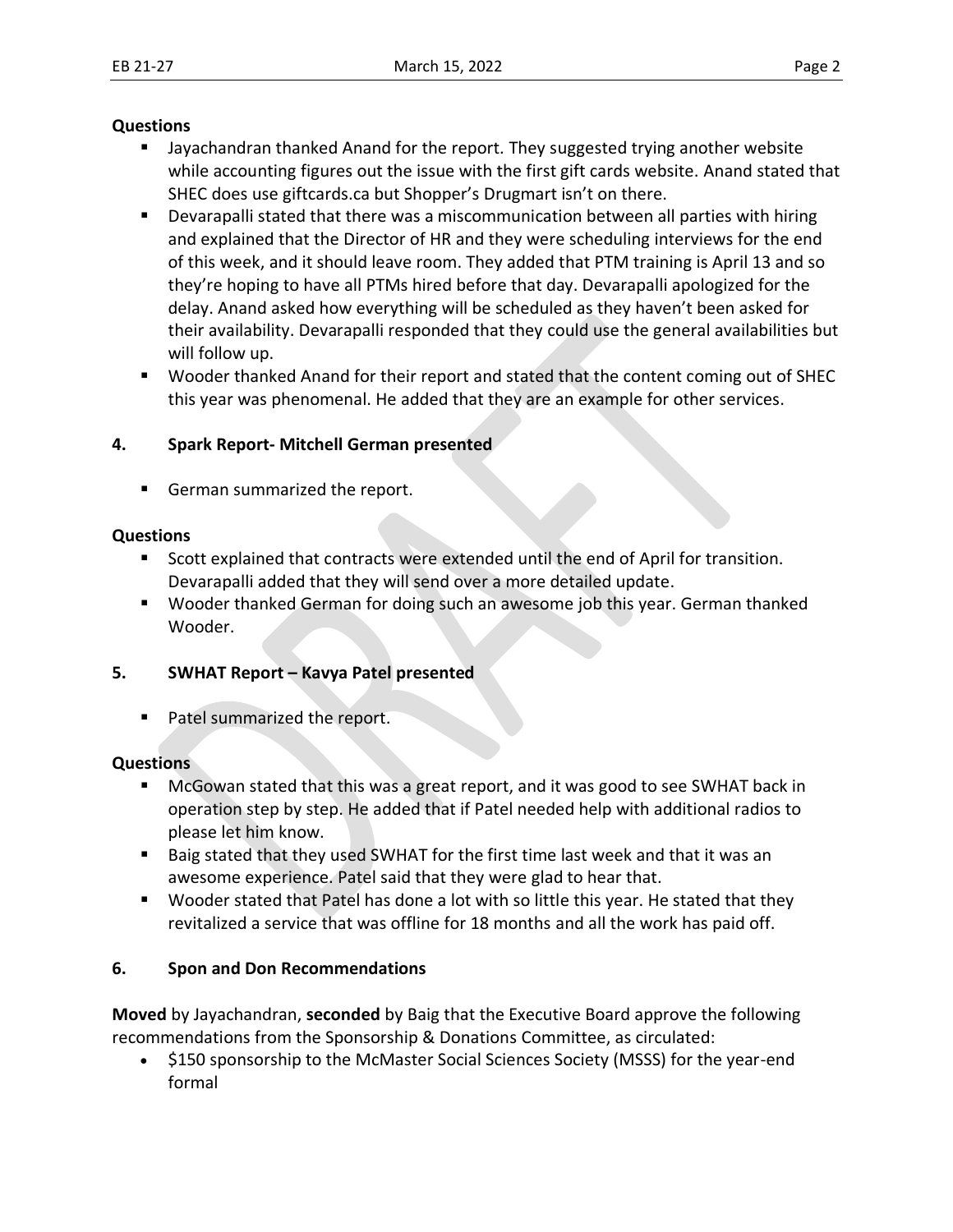**Questions**

- Jayachandran thanked Anand for the report. They suggested trying another website while accounting figures out the issue with the first gift cards website. Anand stated that SHEC does use giftcards.ca but Shopper's Drugmart isn't on there.
- Devarapalli stated that there was a miscommunication between all parties with hiring and explained that the Director of HR and they were scheduling interviews for the end of this week, and it should leave room. They added that PTM training is April 13 and so they're hoping to have all PTMs hired before that day. Devarapalli apologized for the delay. Anand asked how everything will be scheduled as they haven't been asked for their availability. Devarapalli responded that they could use the general availabilities but will follow up.
- Wooder thanked Anand for their report and stated that the content coming out of SHEC this year was phenomenal. He added that they are an example for other services.

## 4. Spark Report- Mitchell German presented

- German summarized the report.

**Questions**

- Scott explained that contracts were extended until the end of April for transition. Devarapalli added that they will send over a more detailed update.
- Wooder thanked German for doing such an awesome job this year. German thanked Wooder.

## 5. SWHAT Report – Kavya Patel presented

- Patel summarized the report.

**Questions**

- McGowan stated that this was a great report, and it was good to see SWHAT back in operation step by step. He added that if Patel needed help with additional radios to please let him know.
- Baig stated that they used SWHAT for the first time last week and that it was an awesome experience. Patel said that they were glad to hear that.
- Wooder stated that Patel has done a lot with so little this year. He stated that they revitalized a service that was offline for 18 months and all the work has paid off.

## 6. Spon and Don Recommendations

**Moved** by Jayachandran, **seconded** by Baig that the Executive Board approve the following recommendations from the Sponsorship & Donations Committee, as circulated:

- $150 sponsorship to the McMaster Social Sciences Society (MSSS) for the year-end formal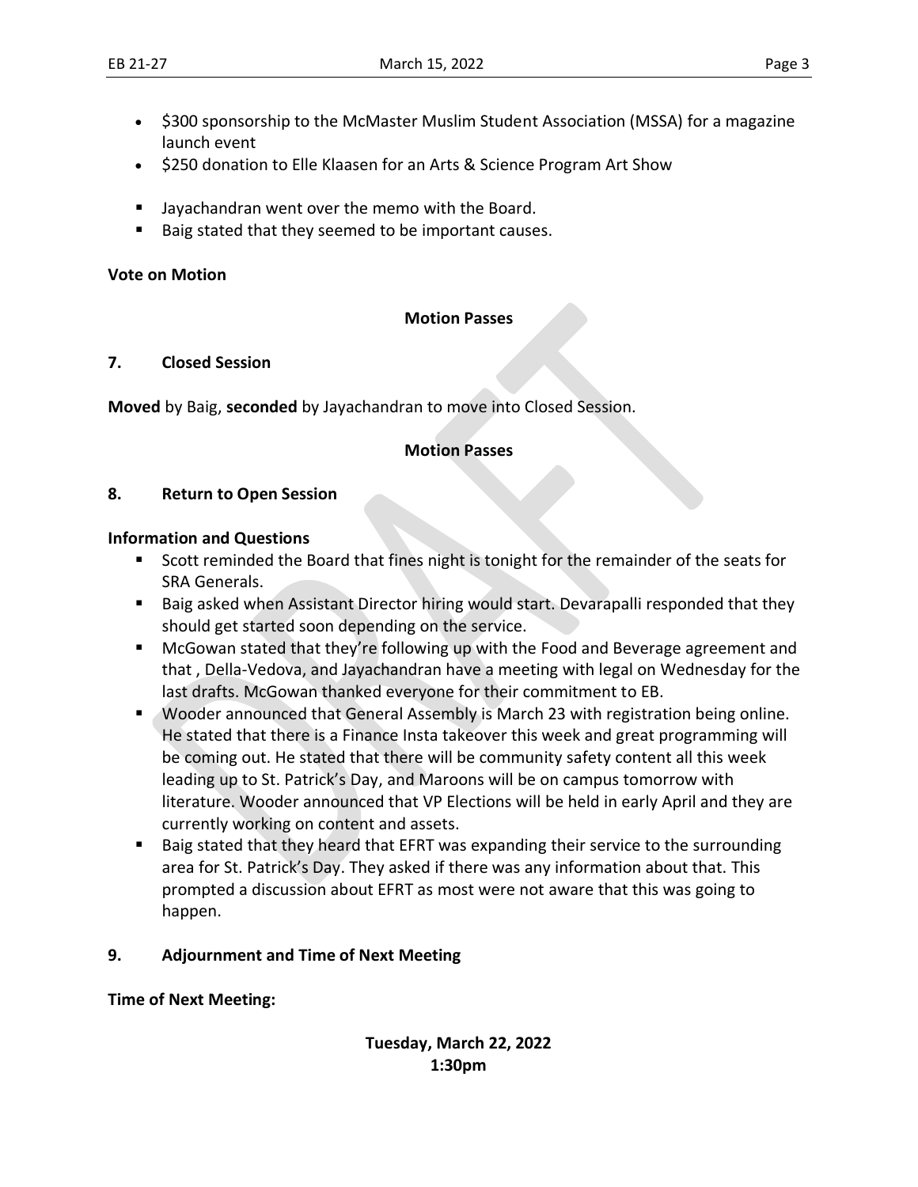- $300 sponsorship to the McMaster Muslim Student Association (MSSA) for a magazine launch event
- $250 donation to Elle Klaasen for an Arts & Science Program Art Show

- Jayachandran went over the memo with the Board.
- Baig stated that they seemed to be important causes.

**Vote on Motion**

**Motion Passes**

## 7. Closed Session

**Moved** by Baig, **seconded** by Jayachandran to move into Closed Session.

**Motion Passes**

## 8. Return to Open Session

**Information and Questions**

- Scott reminded the Board that fines night is tonight for the remainder of the seats for SRA Generals.
- Baig asked when Assistant Director hiring would start. Devarapalli responded that they should get started soon depending on the service.
- McGowan stated that they're following up with the Food and Beverage agreement and that , Della-Vedova, and Jayachandran have a meeting with legal on Wednesday for the last drafts. McGowan thanked everyone for their commitment to EB.
- Wooder announced that General Assembly is March 23 with registration being online. He stated that there is a Finance Insta takeover this week and great programming will be coming out. He stated that there will be community safety content all this week leading up to St. Patrick's Day, and Maroons will be on campus tomorrow with literature. Wooder announced that VP Elections will be held in early April and they are currently working on content and assets.
- Baig stated that they heard that EFRT was expanding their service to the surrounding area for St. Patrick's Day. They asked if there was any information about that. This prompted a discussion about EFRT as most were not aware that this was going to happen.

## 9. Adjournment and Time of Next Meeting

**Time of Next Meeting:**

**Tuesday, March 22, 2022**
**1:30pm**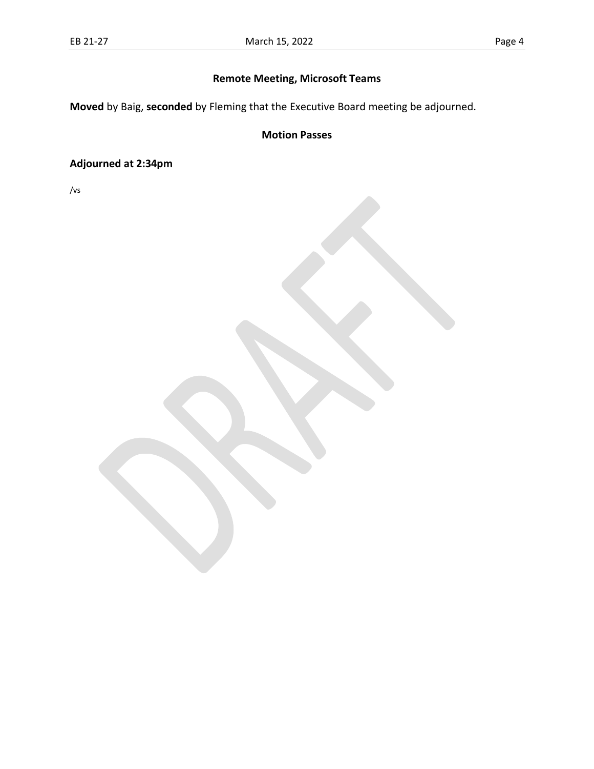**Remote Meeting, Microsoft Teams**

**Moved** by Baig, **seconded** by Fleming that the Executive Board meeting be adjourned.

**Motion Passes**

**Adjourned at 2:34pm**

/vs